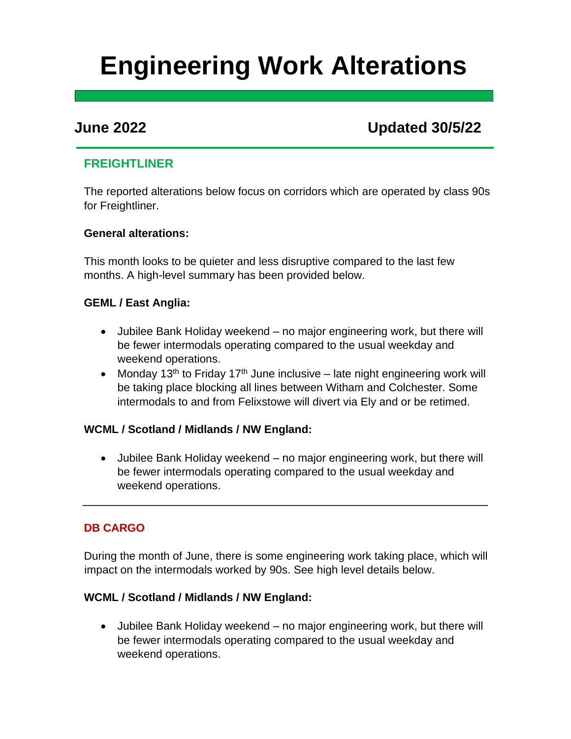# Engineering Work Alterations

## June 2022 — Updated 30/5/22

### FREIGHTLINER

The reported alterations below focus on corridors which are operated by class 90s for Freightliner.

**General alterations:**

This month looks to be quieter and less disruptive compared to the last few months. A high-level summary has been provided below.

**GEML / East Anglia:**

- Jubilee Bank Holiday weekend – no major engineering work, but there will be fewer intermodals operating compared to the usual weekday and weekend operations.
- Monday 13th to Friday 17th June inclusive – late night engineering work will be taking place blocking all lines between Witham and Colchester. Some intermodals to and from Felixstowe will divert via Ely and or be retimed.

**WCML / Scotland / Midlands / NW England:**

- Jubilee Bank Holiday weekend – no major engineering work, but there will be fewer intermodals operating compared to the usual weekday and weekend operations.

---

### DB CARGO

During the month of June, there is some engineering work taking place, which will impact on the intermodals worked by 90s. See high level details below.

**WCML / Scotland / Midlands / NW England:**

- Jubilee Bank Holiday weekend – no major engineering work, but there will be fewer intermodals operating compared to the usual weekday and weekend operations.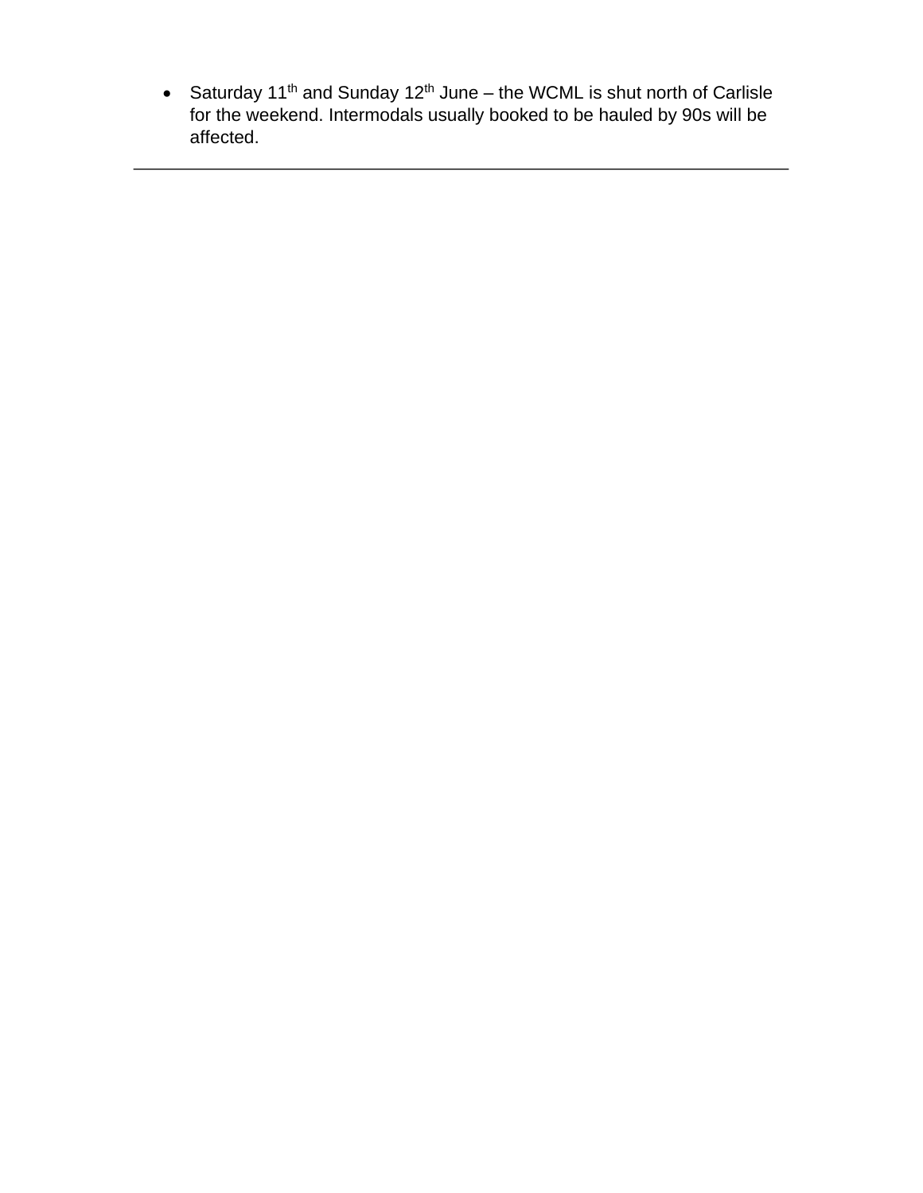- Saturday 11th and Sunday 12th June – the WCML is shut north of Carlisle for the weekend. Intermodals usually booked to be hauled by 90s will be affected.

---